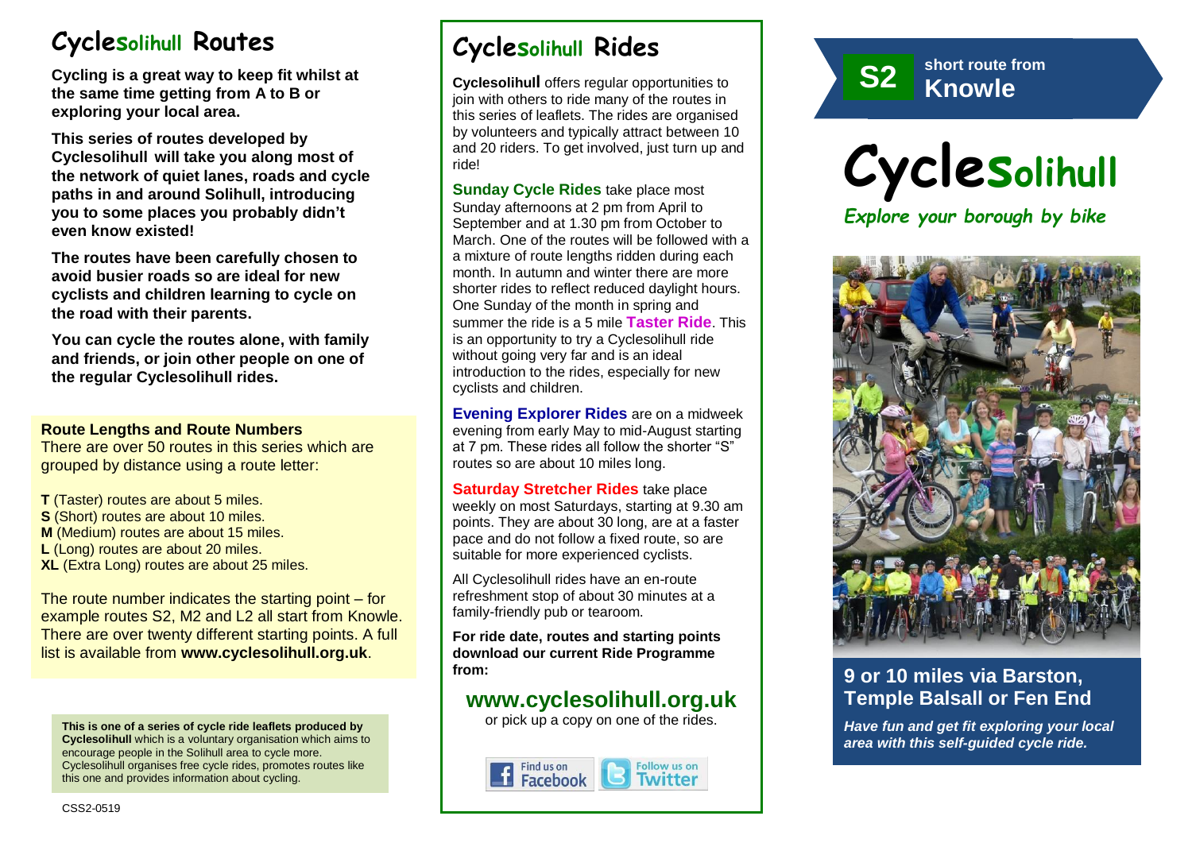# Cyclesolihull Routes

**Cycling is a great way to keep fit whilst at the same time getting from A to B or exploring your local area.**

**This series of routes developed by Cyclesolihull will take you along most of the network of quiet lanes, roads and cycle paths in and around Solihull, introducing you to some places you probably didn't even know existed!**

**The routes have been carefully chosen to avoid busier roads so are ideal for new cyclists and children learning to cycle on the road with their parents.**

**You can cycle the routes alone, with family and friends, or join other people on one of the regular Cyclesolihull rides.**

### Route Lengths and Route Numbers

There are over 50 routes in this series which are grouped by distance using a route letter:

**T** (Taster) routes are about 5 miles.
**S** (Short) routes are about 10 miles.
**M** (Medium) routes are about 15 miles.
**L** (Long) routes are about 20 miles.
**XL** (Extra Long) routes are about 25 miles.

The route number indicates the starting point – for example routes S2, M2 and L2 all start from Knowle. There are over twenty different starting points. A full list is available from **www.cyclesolihull.org.uk**.

**This is one of a series of cycle ride leaflets produced by Cyclesolihull** which is a voluntary organisation which aims to encourage people in the Solihull area to cycle more. Cyclesolihull organises free cycle rides, promotes routes like this one and provides information about cycling.

CSS2-0519

# Cyclesolihull Rides

**Cyclesolihull** offers regular opportunities to join with others to ride many of the routes in this series of leaflets. The rides are organised by volunteers and typically attract between 10 and 20 riders. To get involved, just turn up and ride!

**Sunday Cycle Rides** take place most Sunday afternoons at 2 pm from April to September and at 1.30 pm from October to March. One of the routes will be followed with a a mixture of route lengths ridden during each month. In autumn and winter there are more shorter rides to reflect reduced daylight hours. One Sunday of the month in spring and summer the ride is a 5 mile **Taster Ride**. This is an opportunity to try a Cyclesolihull ride without going very far and is an ideal introduction to the rides, especially for new cyclists and children.

**Evening Explorer Rides** are on a midweek evening from early May to mid-August starting at 7 pm. These rides all follow the shorter "S" routes so are about 10 miles long.

**Saturday Stretcher Rides** take place weekly on most Saturdays, starting at 9.30 am points. They are about 30 long, are at a faster pace and do not follow a fixed route, so are suitable for more experienced cyclists.

All Cyclesolihull rides have an en-route refreshment stop of about 30 minutes at a family-friendly pub or tearoom.

**For ride date, routes and starting points download our current Ride Programme from:**

## www.cyclesolihull.org.uk

or pick up a copy on one of the rides.

Find us on Facebook | Follow us on Twitter

**S2** short route from **Knowle**

# Cyclesolihull

*Explore your borough by bike*

## 9 or 10 miles via Barston, Temple Balsall or Fen End

***Have fun and get fit exploring your local area with this self-guided cycle ride.***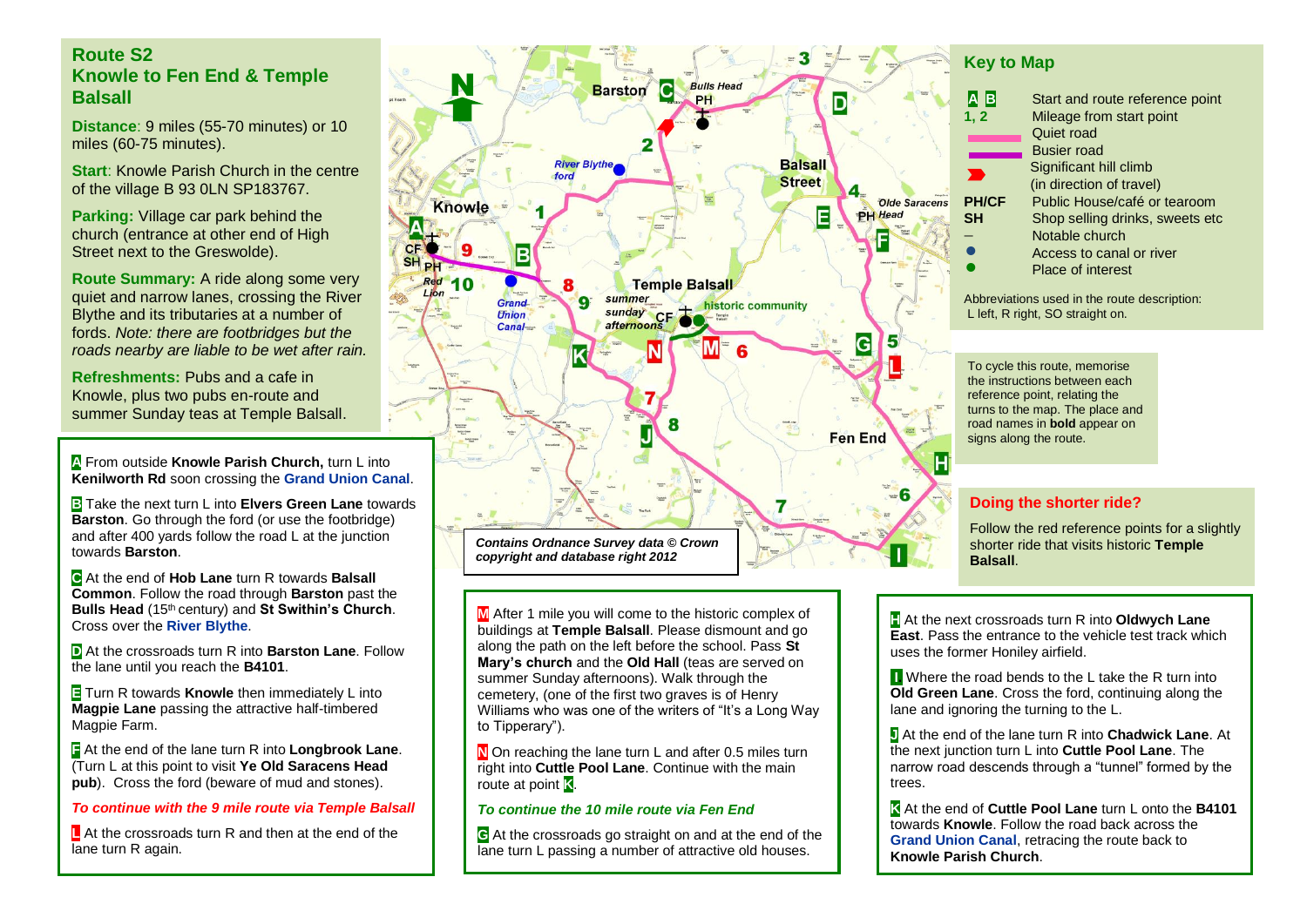## Route S2
## Knowle to Fen End & Temple Balsall

**Distance**: 9 miles (55-70 minutes) or 10 miles (60-75 minutes).

**Start**: Knowle Parish Church in the centre of the village B 93 0LN SP183767.

**Parking:** Village car park behind the church (entrance at other end of High Street next to the Greswolde).

**Route Summary:** A ride along some very quiet and narrow lanes, crossing the River Blythe and its tributaries at a number of fords. *Note: there are footbridges but the roads nearby are liable to be wet after rain.*

**Refreshments:** Pubs and a cafe in Knowle, plus two pubs en-route and summer Sunday teas at Temple Balsall.

Barston
Bulls Head PH
River Blythe ford
Balsall Street
Olde Saracens Head PH
Knowle
CF
SH PH
Red Lion PH
Grand Union Canal
Temple Balsall
summer sunday afternoons
historic community
Fen End

*Contains Ordnance Survey data © Crown copyright and database right 2012*

### Key to Map

- **A B** Start and route reference point
- **1, 2** Mileage from start point
- Quiet road
- Busier road
- Significant hill climb (in direction of travel)
- **PH/CF** Public House/café or tearoom
- **SH** Shop selling drinks, sweets etc
- Notable church
- Access to canal or river
- Place of interest

Abbreviations used in the route description: L left, R right, SO straight on.

To cycle this route, memorise the instructions between each reference point, relating the turns to the map. The place and road names in **bold** appear on signs along the route.

### Doing the shorter ride?

Follow the red reference points for a slightly shorter ride that visits historic **Temple Balsall**.

**A** From outside **Knowle Parish Church,** turn L into **Kenilworth Rd** soon crossing the **Grand Union Canal**.

**B** Take the next turn L into **Elvers Green Lane** towards **Barston**. Go through the ford (or use the footbridge) and after 400 yards follow the road L at the junction towards **Barston**.

**C** At the end of **Hob Lane** turn R towards **Balsall Common**. Follow the road through **Barston** past the **Bulls Head** (15th century) and **St Swithin's Church**. Cross over the **River Blythe**.

**D** At the crossroads turn R into **Barston Lane**. Follow the lane until you reach the **B4101**.

**E** Turn R towards **Knowle** then immediately L into **Magpie Lane** passing the attractive half-timbered Magpie Farm.

**F** At the end of the lane turn R into **Longbrook Lane**. (Turn L at this point to visit **Ye Old Saracens Head pub**). Cross the ford (beware of mud and stones).

***To continue with the 9 mile route via Temple Balsall***

**L** At the crossroads turn R and then at the end of the lane turn R again.

**M** After 1 mile you will come to the historic complex of buildings at **Temple Balsall**. Please dismount and go along the path on the left before the school. Pass **St Mary's church** and the **Old Hall** (teas are served on summer Sunday afternoons). Walk through the cemetery, (one of the first two graves is of Henry Williams who was one of the writers of "It's a Long Way to Tipperary").

**N** On reaching the lane turn L and after 0.5 miles turn right into **Cuttle Pool Lane**. Continue with the main route at point **K**.

***To continue the 10 mile route via Fen End***

**G** At the crossroads go straight on and at the end of the lane turn L passing a number of attractive old houses.

**H** At the next crossroads turn R into **Oldwych Lane East**. Pass the entrance to the vehicle test track which uses the former Honiley airfield.

**I** Where the road bends to the L take the R turn into **Old Green Lane**. Cross the ford, continuing along the lane and ignoring the turning to the L.

**J** At the end of the lane turn R into **Chadwick Lane**. At the next junction turn L into **Cuttle Pool Lane**. The narrow road descends through a "tunnel" formed by the trees.

**K** At the end of **Cuttle Pool Lane** turn L onto the **B4101** towards **Knowle**. Follow the road back across the **Grand Union Canal**, retracing the route back to **Knowle Parish Church**.